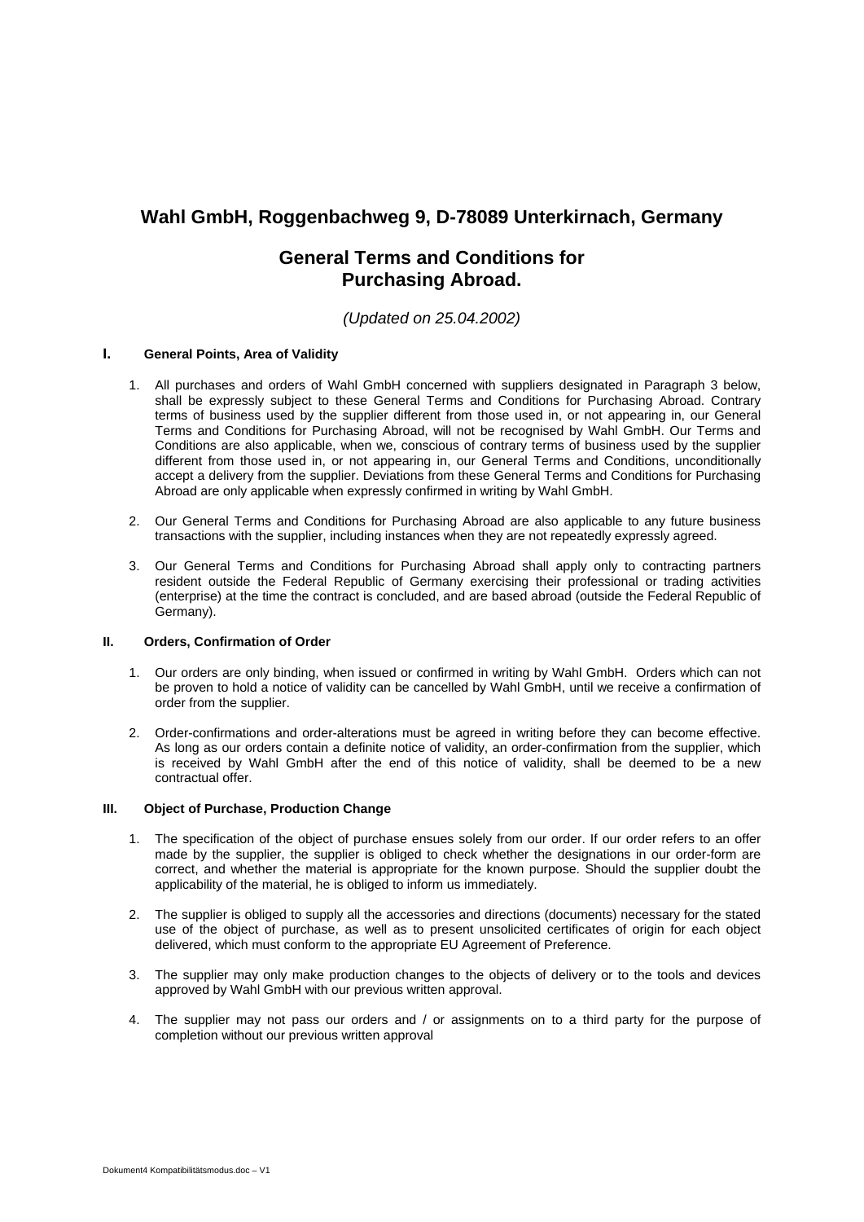# Wahl GmbH, Roggenbachweg 9, D-78089 Unterkirnach, Germany

## General Terms and Conditions for Purchasing Abroad.

*(Updated on 25.04.2002)*

### I. General Points, Area of Validity

1. All purchases and orders of Wahl GmbH concerned with suppliers designated in Paragraph 3 below, shall be expressly subject to these General Terms and Conditions for Purchasing Abroad. Contrary terms of business used by the supplier different from those used in, or not appearing in, our General Terms and Conditions for Purchasing Abroad, will not be recognised by Wahl GmbH. Our Terms and Conditions are also applicable, when we, conscious of contrary terms of business used by the supplier different from those used in, or not appearing in, our General Terms and Conditions, unconditionally accept a delivery from the supplier. Deviations from these General Terms and Conditions for Purchasing Abroad are only applicable when expressly confirmed in writing by Wahl GmbH.

2. Our General Terms and Conditions for Purchasing Abroad are also applicable to any future business transactions with the supplier, including instances when they are not repeatedly expressly agreed.

3. Our General Terms and Conditions for Purchasing Abroad shall apply only to contracting partners resident outside the Federal Republic of Germany exercising their professional or trading activities (enterprise) at the time the contract is concluded, and are based abroad (outside the Federal Republic of Germany).

### II. Orders, Confirmation of Order

1. Our orders are only binding, when issued or confirmed in writing by Wahl GmbH. Orders which can not be proven to hold a notice of validity can be cancelled by Wahl GmbH, until we receive a confirmation of order from the supplier.

2. Order-confirmations and order-alterations must be agreed in writing before they can become effective. As long as our orders contain a definite notice of validity, an order-confirmation from the supplier, which is received by Wahl GmbH after the end of this notice of validity, shall be deemed to be a new contractual offer.

### III. Object of Purchase, Production Change

1. The specification of the object of purchase ensues solely from our order. If our order refers to an offer made by the supplier, the supplier is obliged to check whether the designations in our order-form are correct, and whether the material is appropriate for the known purpose. Should the supplier doubt the applicability of the material, he is obliged to inform us immediately.

2. The supplier is obliged to supply all the accessories and directions (documents) necessary for the stated use of the object of purchase, as well as to present unsolicited certificates of origin for each object delivered, which must conform to the appropriate EU Agreement of Preference.

3. The supplier may only make production changes to the objects of delivery or to the tools and devices approved by Wahl GmbH with our previous written approval.

4. The supplier may not pass our orders and / or assignments on to a third party for the purpose of completion without our previous written approval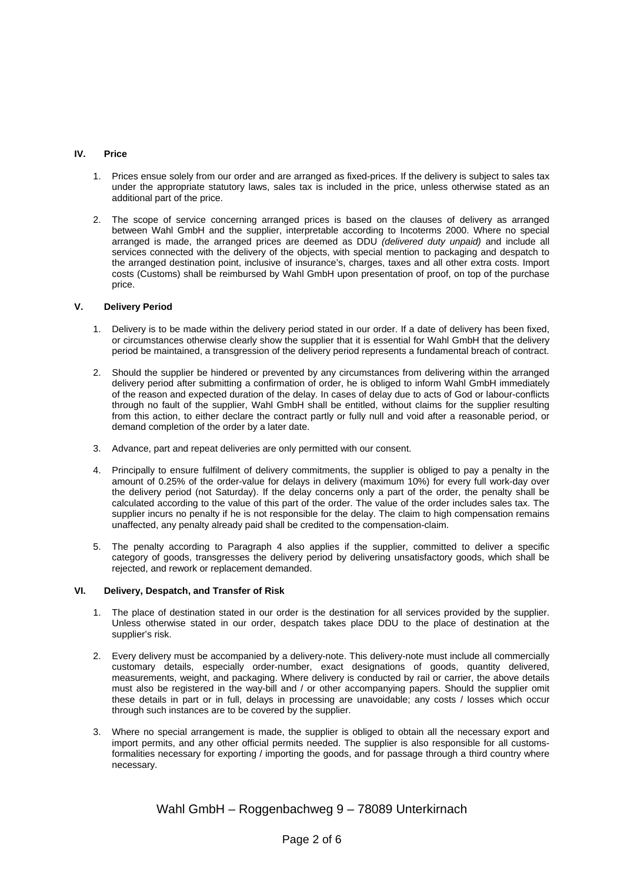## IV. Price

1. Prices ensue solely from our order and are arranged as fixed-prices. If the delivery is subject to sales tax under the appropriate statutory laws, sales tax is included in the price, unless otherwise stated as an additional part of the price.

2. The scope of service concerning arranged prices is based on the clauses of delivery as arranged between Wahl GmbH and the supplier, interpretable according to Incoterms 2000. Where no special arranged is made, the arranged prices are deemed as DDU *(delivered duty unpaid)* and include all services connected with the delivery of the objects, with special mention to packaging and despatch to the arranged destination point, inclusive of insurance's, charges, taxes and all other extra costs. Import costs (Customs) shall be reimbursed by Wahl GmbH upon presentation of proof, on top of the purchase price.

## V. Delivery Period

1. Delivery is to be made within the delivery period stated in our order. If a date of delivery has been fixed, or circumstances otherwise clearly show the supplier that it is essential for Wahl GmbH that the delivery period be maintained, a transgression of the delivery period represents a fundamental breach of contract.

2. Should the supplier be hindered or prevented by any circumstances from delivering within the arranged delivery period after submitting a confirmation of order, he is obliged to inform Wahl GmbH immediately of the reason and expected duration of the delay. In cases of delay due to acts of God or labour-conflicts through no fault of the supplier, Wahl GmbH shall be entitled, without claims for the supplier resulting from this action, to either declare the contract partly or fully null and void after a reasonable period, or demand completion of the order by a later date.

3. Advance, part and repeat deliveries are only permitted with our consent.

4. Principally to ensure fulfilment of delivery commitments, the supplier is obliged to pay a penalty in the amount of 0.25% of the order-value for delays in delivery (maximum 10%) for every full work-day over the delivery period (not Saturday). If the delay concerns only a part of the order, the penalty shall be calculated according to the value of this part of the order. The value of the order includes sales tax. The supplier incurs no penalty if he is not responsible for the delay. The claim to high compensation remains unaffected, any penalty already paid shall be credited to the compensation-claim.

5. The penalty according to Paragraph 4 also applies if the supplier, committed to deliver a specific category of goods, transgresses the delivery period by delivering unsatisfactory goods, which shall be rejected, and rework or replacement demanded.

## VI. Delivery, Despatch, and Transfer of Risk

1. The place of destination stated in our order is the destination for all services provided by the supplier. Unless otherwise stated in our order, despatch takes place DDU to the place of destination at the supplier's risk.

2. Every delivery must be accompanied by a delivery-note. This delivery-note must include all commercially customary details, especially order-number, exact designations of goods, quantity delivered, measurements, weight, and packaging. Where delivery is conducted by rail or carrier, the above details must also be registered in the way-bill and / or other accompanying papers. Should the supplier omit these details in part or in full, delays in processing are unavoidable; any costs / losses which occur through such instances are to be covered by the supplier.

3. Where no special arrangement is made, the supplier is obliged to obtain all the necessary export and import permits, and any other official permits needed. The supplier is also responsible for all customs-formalities necessary for exporting / importing the goods, and for passage through a third country where necessary.

Wahl GmbH – Roggenbachweg 9 – 78089 Unterkirnach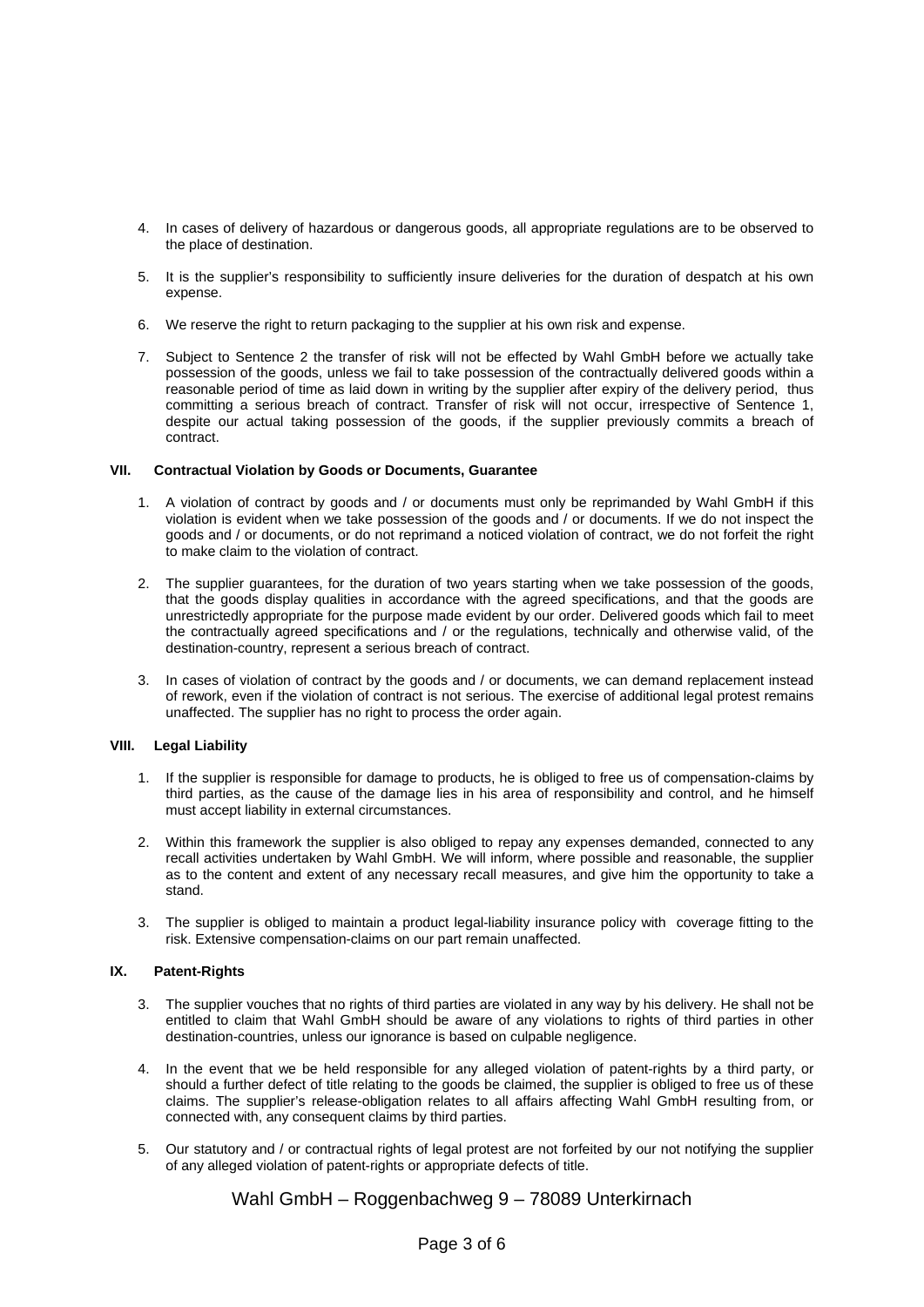4. In cases of delivery of hazardous or dangerous goods, all appropriate regulations are to be observed to the place of destination.

5. It is the supplier's responsibility to sufficiently insure deliveries for the duration of despatch at his own expense.

6. We reserve the right to return packaging to the supplier at his own risk and expense.

7. Subject to Sentence 2 the transfer of risk will not be effected by Wahl GmbH before we actually take possession of the goods, unless we fail to take possession of the contractually delivered goods within a reasonable period of time as laid down in writing by the supplier after expiry of the delivery period, thus committing a serious breach of contract. Transfer of risk will not occur, irrespective of Sentence 1, despite our actual taking possession of the goods, if the supplier previously commits a breach of contract.

## VII. Contractual Violation by Goods or Documents, Guarantee

1. A violation of contract by goods and / or documents must only be reprimanded by Wahl GmbH if this violation is evident when we take possession of the goods and / or documents. If we do not inspect the goods and / or documents, or do not reprimand a noticed violation of contract, we do not forfeit the right to make claim to the violation of contract.

2. The supplier guarantees, for the duration of two years starting when we take possession of the goods, that the goods display qualities in accordance with the agreed specifications, and that the goods are unrestrictedly appropriate for the purpose made evident by our order. Delivered goods which fail to meet the contractually agreed specifications and / or the regulations, technically and otherwise valid, of the destination-country, represent a serious breach of contract.

3. In cases of violation of contract by the goods and / or documents, we can demand replacement instead of rework, even if the violation of contract is not serious. The exercise of additional legal protest remains unaffected. The supplier has no right to process the order again.

## VIII. Legal Liability

1. If the supplier is responsible for damage to products, he is obliged to free us of compensation-claims by third parties, as the cause of the damage lies in his area of responsibility and control, and he himself must accept liability in external circumstances.

2. Within this framework the supplier is also obliged to repay any expenses demanded, connected to any recall activities undertaken by Wahl GmbH. We will inform, where possible and reasonable, the supplier as to the content and extent of any necessary recall measures, and give him the opportunity to take a stand.

3. The supplier is obliged to maintain a product legal-liability insurance policy with coverage fitting to the risk. Extensive compensation-claims on our part remain unaffected.

## IX. Patent-Rights

3. The supplier vouches that no rights of third parties are violated in any way by his delivery. He shall not be entitled to claim that Wahl GmbH should be aware of any violations to rights of third parties in other destination-countries, unless our ignorance is based on culpable negligence.

4. In the event that we be held responsible for any alleged violation of patent-rights by a third party, or should a further defect of title relating to the goods be claimed, the supplier is obliged to free us of these claims. The supplier's release-obligation relates to all affairs affecting Wahl GmbH resulting from, or connected with, any consequent claims by third parties.

5. Our statutory and / or contractual rights of legal protest are not forfeited by our not notifying the supplier of any alleged violation of patent-rights or appropriate defects of title.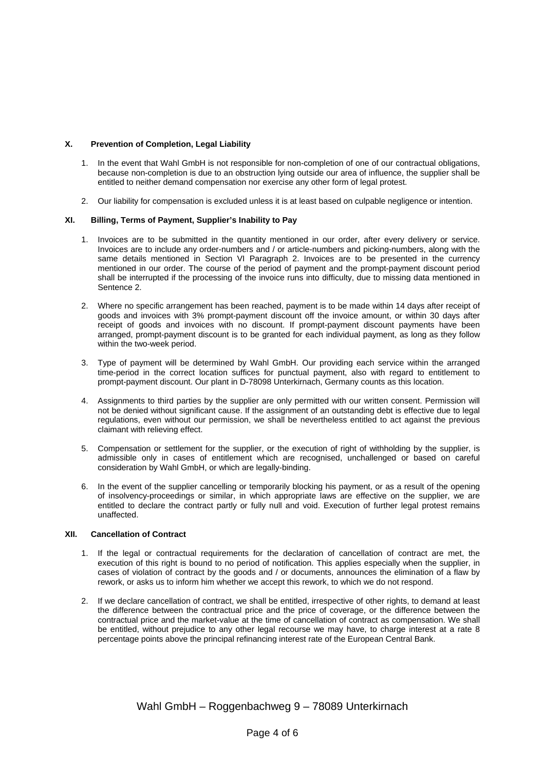## X. Prevention of Completion, Legal Liability

1. In the event that Wahl GmbH is not responsible for non-completion of one of our contractual obligations, because non-completion is due to an obstruction lying outside our area of influence, the supplier shall be entitled to neither demand compensation nor exercise any other form of legal protest.

2. Our liability for compensation is excluded unless it is at least based on culpable negligence or intention.

## XI. Billing, Terms of Payment, Supplier's Inability to Pay

1. Invoices are to be submitted in the quantity mentioned in our order, after every delivery or service. Invoices are to include any order-numbers and / or article-numbers and picking-numbers, along with the same details mentioned in Section VI Paragraph 2. Invoices are to be presented in the currency mentioned in our order. The course of the period of payment and the prompt-payment discount period shall be interrupted if the processing of the invoice runs into difficulty, due to missing data mentioned in Sentence 2.

2. Where no specific arrangement has been reached, payment is to be made within 14 days after receipt of goods and invoices with 3% prompt-payment discount off the invoice amount, or within 30 days after receipt of goods and invoices with no discount. If prompt-payment discount payments have been arranged, prompt-payment discount is to be granted for each individual payment, as long as they follow within the two-week period.

3. Type of payment will be determined by Wahl GmbH. Our providing each service within the arranged time-period in the correct location suffices for punctual payment, also with regard to entitlement to prompt-payment discount. Our plant in D-78098 Unterkirnach, Germany counts as this location.

4. Assignments to third parties by the supplier are only permitted with our written consent. Permission will not be denied without significant cause. If the assignment of an outstanding debt is effective due to legal regulations, even without our permission, we shall be nevertheless entitled to act against the previous claimant with relieving effect.

5. Compensation or settlement for the supplier, or the execution of right of withholding by the supplier, is admissible only in cases of entitlement which are recognised, unchallenged or based on careful consideration by Wahl GmbH, or which are legally-binding.

6. In the event of the supplier cancelling or temporarily blocking his payment, or as a result of the opening of insolvency-proceedings or similar, in which appropriate laws are effective on the supplier, we are entitled to declare the contract partly or fully null and void. Execution of further legal protest remains unaffected.

## XII. Cancellation of Contract

1. If the legal or contractual requirements for the declaration of cancellation of contract are met, the execution of this right is bound to no period of notification. This applies especially when the supplier, in cases of violation of contract by the goods and / or documents, announces the elimination of a flaw by rework, or asks us to inform him whether we accept this rework, to which we do not respond.

2. If we declare cancellation of contract, we shall be entitled, irrespective of other rights, to demand at least the difference between the contractual price and the price of coverage, or the difference between the contractual price and the market-value at the time of cancellation of contract as compensation. We shall be entitled, without prejudice to any other legal recourse we may have, to charge interest at a rate 8 percentage points above the principal refinancing interest rate of the European Central Bank.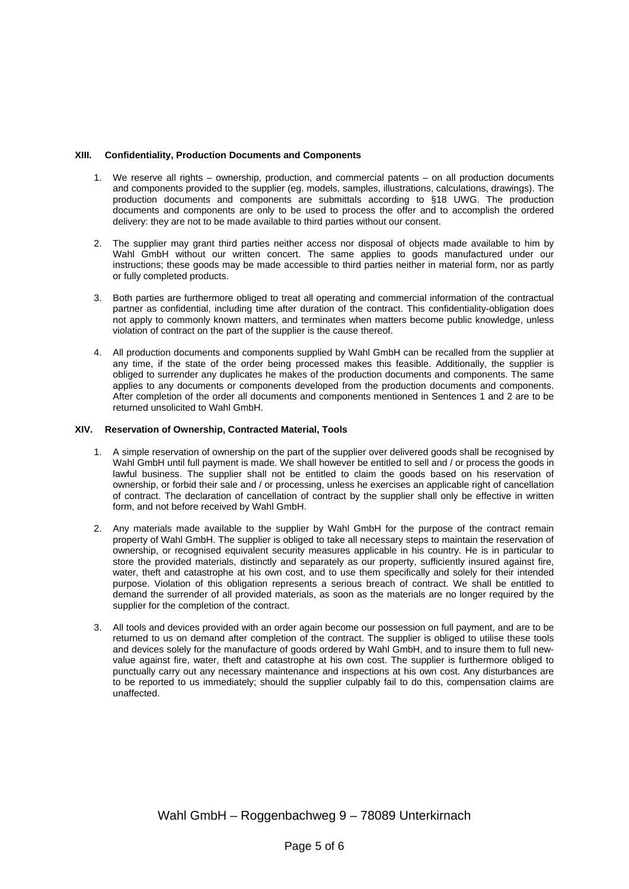## XIII. Confidentiality, Production Documents and Components

1. We reserve all rights – ownership, production, and commercial patents – on all production documents and components provided to the supplier (eg. models, samples, illustrations, calculations, drawings). The production documents and components are submittals according to §18 UWG. The production documents and components are only to be used to process the offer and to accomplish the ordered delivery: they are not to be made available to third parties without our consent.

2. The supplier may grant third parties neither access nor disposal of objects made available to him by Wahl GmbH without our written concert. The same applies to goods manufactured under our instructions; these goods may be made accessible to third parties neither in material form, nor as partly or fully completed products.

3. Both parties are furthermore obliged to treat all operating and commercial information of the contractual partner as confidential, including time after duration of the contract. This confidentiality-obligation does not apply to commonly known matters, and terminates when matters become public knowledge, unless violation of contract on the part of the supplier is the cause thereof.

4. All production documents and components supplied by Wahl GmbH can be recalled from the supplier at any time, if the state of the order being processed makes this feasible. Additionally, the supplier is obliged to surrender any duplicates he makes of the production documents and components. The same applies to any documents or components developed from the production documents and components. After completion of the order all documents and components mentioned in Sentences 1 and 2 are to be returned unsolicited to Wahl GmbH.

## XIV. Reservation of Ownership, Contracted Material, Tools

1. A simple reservation of ownership on the part of the supplier over delivered goods shall be recognised by Wahl GmbH until full payment is made. We shall however be entitled to sell and / or process the goods in lawful business. The supplier shall not be entitled to claim the goods based on his reservation of ownership, or forbid their sale and / or processing, unless he exercises an applicable right of cancellation of contract. The declaration of cancellation of contract by the supplier shall only be effective in written form, and not before received by Wahl GmbH.

2. Any materials made available to the supplier by Wahl GmbH for the purpose of the contract remain property of Wahl GmbH. The supplier is obliged to take all necessary steps to maintain the reservation of ownership, or recognised equivalent security measures applicable in his country. He is in particular to store the provided materials, distinctly and separately as our property, sufficiently insured against fire, water, theft and catastrophe at his own cost, and to use them specifically and solely for their intended purpose. Violation of this obligation represents a serious breach of contract. We shall be entitled to demand the surrender of all provided materials, as soon as the materials are no longer required by the supplier for the completion of the contract.

3. All tools and devices provided with an order again become our possession on full payment, and are to be returned to us on demand after completion of the contract. The supplier is obliged to utilise these tools and devices solely for the manufacture of goods ordered by Wahl GmbH, and to insure them to full new-value against fire, water, theft and catastrophe at his own cost. The supplier is furthermore obliged to punctually carry out any necessary maintenance and inspections at his own cost. Any disturbances are to be reported to us immediately; should the supplier culpably fail to do this, compensation claims are unaffected.

Wahl GmbH – Roggenbachweg 9 – 78089 Unterkirnach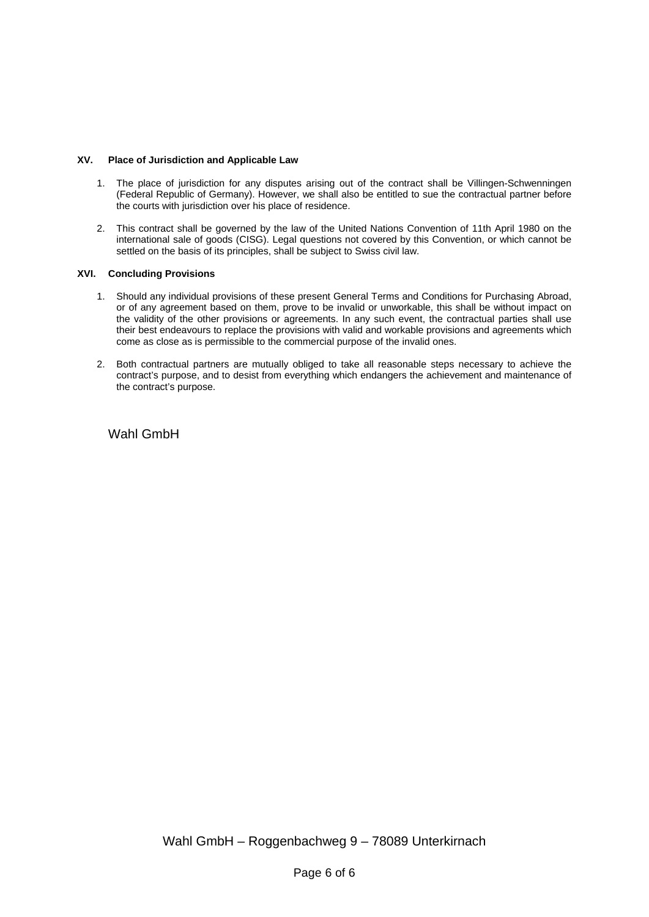### XV. Place of Jurisdiction and Applicable Law

1. The place of jurisdiction for any disputes arising out of the contract shall be Villingen-Schwenningen (Federal Republic of Germany). However, we shall also be entitled to sue the contractual partner before the courts with jurisdiction over his place of residence.

2. This contract shall be governed by the law of the United Nations Convention of 11th April 1980 on the international sale of goods (CISG). Legal questions not covered by this Convention, or which cannot be settled on the basis of its principles, shall be subject to Swiss civil law.

### XVI. Concluding Provisions

1. Should any individual provisions of these present General Terms and Conditions for Purchasing Abroad, or of any agreement based on them, prove to be invalid or unworkable, this shall be without impact on the validity of the other provisions or agreements. In any such event, the contractual parties shall use their best endeavours to replace the provisions with valid and workable provisions and agreements which come as close as is permissible to the commercial purpose of the invalid ones.

2. Both contractual partners are mutually obliged to take all reasonable steps necessary to achieve the contract's purpose, and to desist from everything which endangers the achievement and maintenance of the contract's purpose.

Wahl GmbH

Wahl GmbH – Roggenbachweg 9 – 78089 Unterkirnach